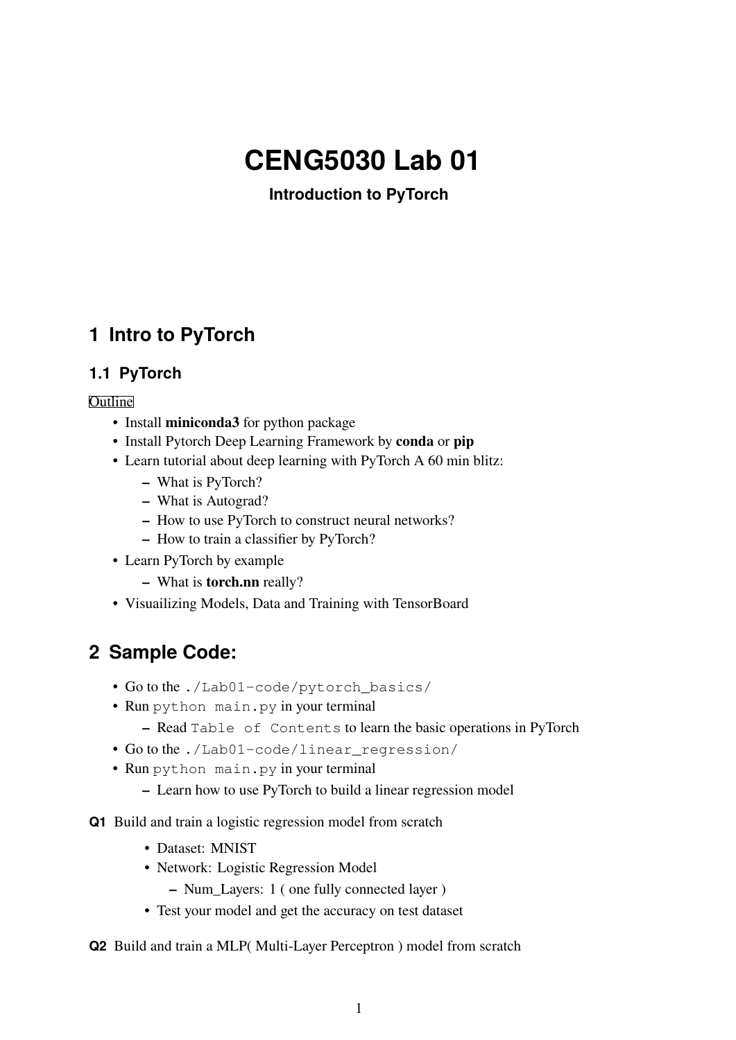# CENG5030 Lab 01

**Introduction to PyTorch**

## 1 Intro to PyTorch

### 1.1 PyTorch

Outline

- Install **miniconda3** for python package
- Install Pytorch Deep Learning Framework by **conda** or **pip**
- Learn tutorial about deep learning with PyTorch A 60 min blitz:
  - What is PyTorch?
  - What is Autograd?
  - How to use PyTorch to construct neural networks?
  - How to train a classifier by PyTorch?
- Learn PyTorch by example
  - What is **torch.nn** really?
- Visuailizing Models, Data and Training with TensorBoard

## 2 Sample Code:

- Go to the `./Lab01-code/pytorch_basics/`
- Run `python main.py` in your terminal
  - Read `Table of Contents` to learn the basic operations in PyTorch
- Go to the `./Lab01-code/linear_regression/`
- Run `python main.py` in your terminal
  - Learn how to use PyTorch to build a linear regression model

**Q1** Build and train a logistic regression model from scratch

- Dataset: MNIST
- Network: Logistic Regression Model
  - Num_Layers: 1 ( one fully connected layer )
- Test your model and get the accuracy on test dataset

**Q2** Build and train a MLP( Multi-Layer Perceptron ) model from scratch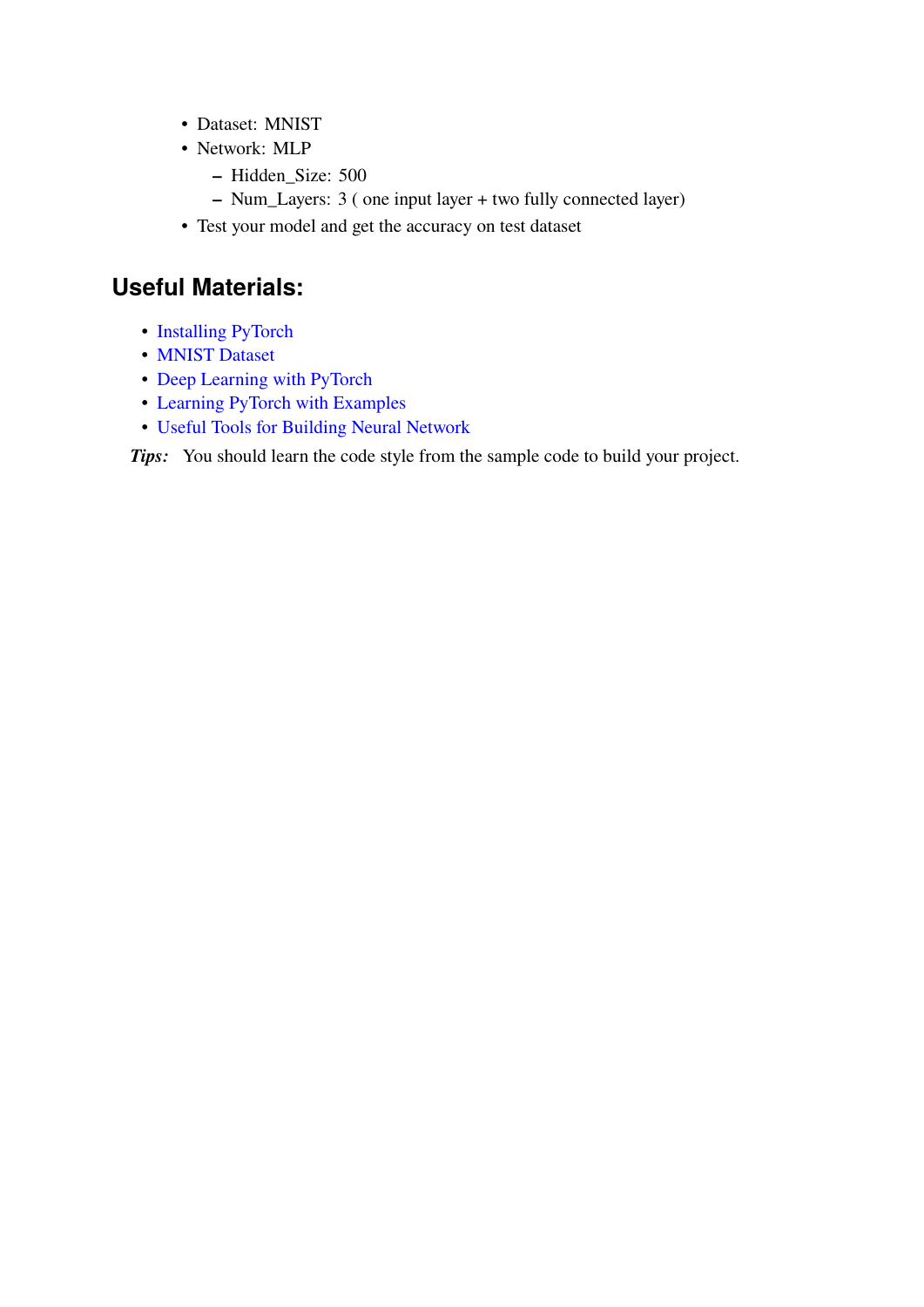- Dataset: MNIST
- Network: MLP
  - Hidden_Size: 500
  - Num_Layers: 3 ( one input layer + two fully connected layer)
- Test your model and get the accuracy on test dataset

## Useful Materials:

- Installing PyTorch
- MNIST Dataset
- Deep Learning with PyTorch
- Learning PyTorch with Examples
- Useful Tools for Building Neural Network

***Tips:*** You should learn the code style from the sample code to build your project.